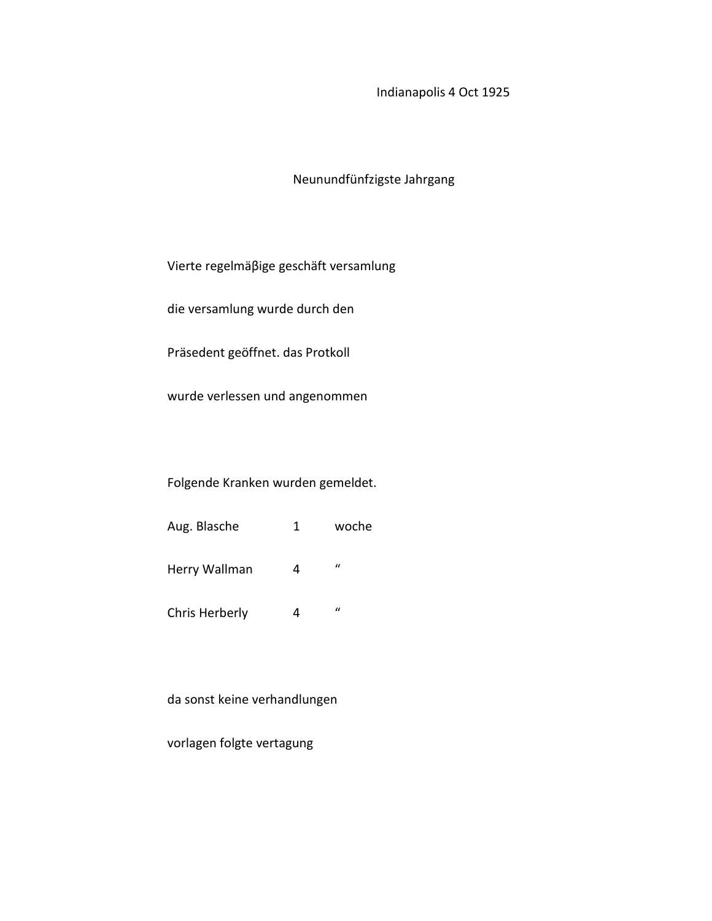Indianapolis 4 Oct 1925

Neunundfünfzigste Jahrgang

Vierte regelmäβige geschäft versamlung

die versamlung wurde durch den

Präsedent geöffnet. das Protkoll

wurde verlessen und angenommen

Folgende Kranken wurden gemeldet.

| | | |
|---|---|---|
| Aug. Blasche | 1 | woche |
| Herry Wallman | 4 | " |
| Chris Herberly | 4 | " |

da sonst keine verhandlungen

vorlagen folgte vertagung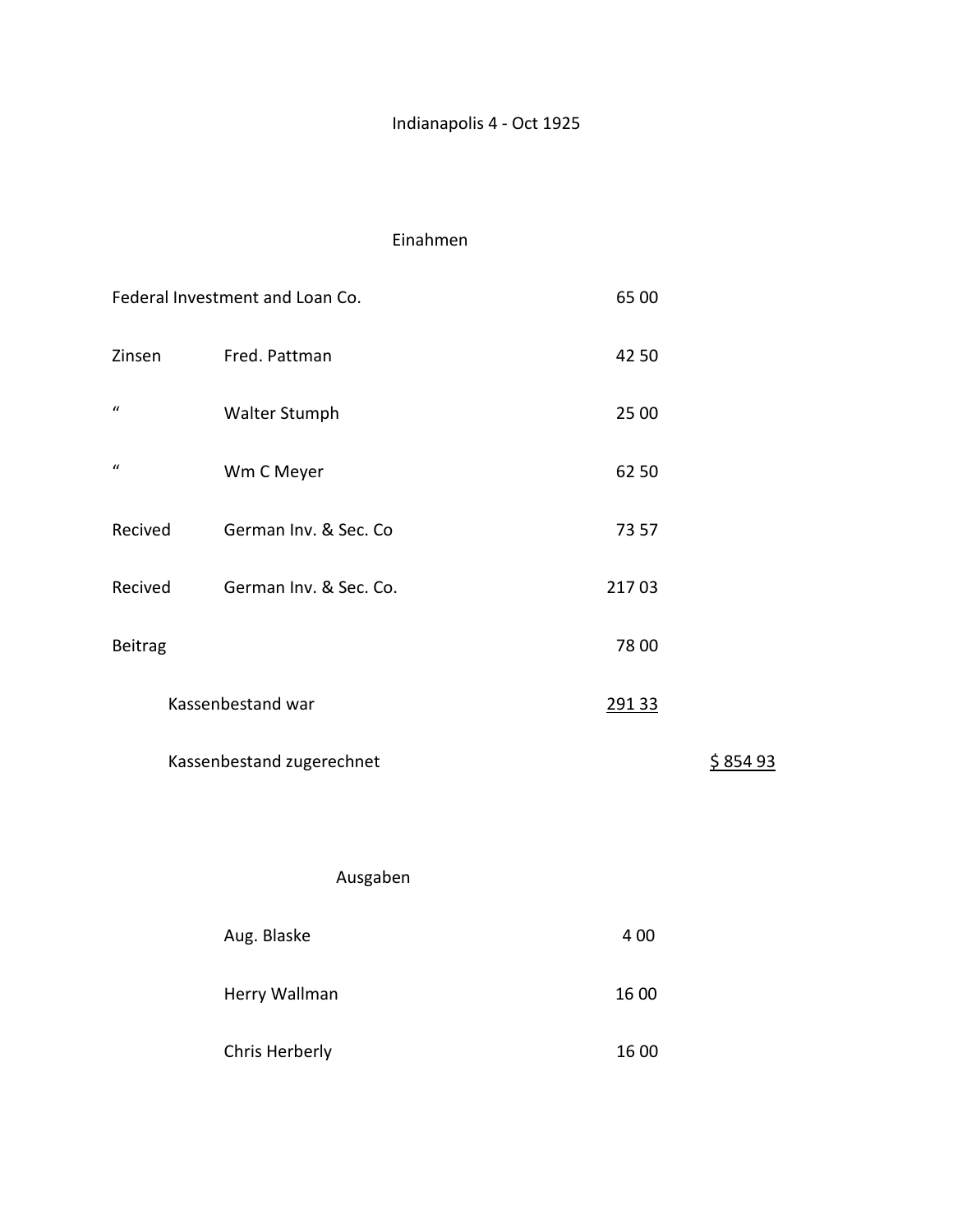Indianapolis 4 - Oct 1925

Einahmen

| | | | |
|---|---|---|---|
| Federal Investment and Loan Co. | | 65 00 | |
| Zinsen | Fred. Pattman | 42 50 | |
| " | Walter Stumph | 25 00 | |
| " | Wm C Meyer | 62 50 | |
| Recived | German Inv. & Sec. Co | 73 57 | |
| Recived | German Inv. & Sec. Co. | 217 03 | |
| Beitrag | | 78 00 | |
| Kassenbestand war | | 291 33 | |
| Kassenbestand zugerechnet | | | $ 854 93 |

Ausgaben

| | |
|---|---|
| Aug. Blaske | 4 00 |
| Herry Wallman | 16 00 |
| Chris Herberly | 16 00 |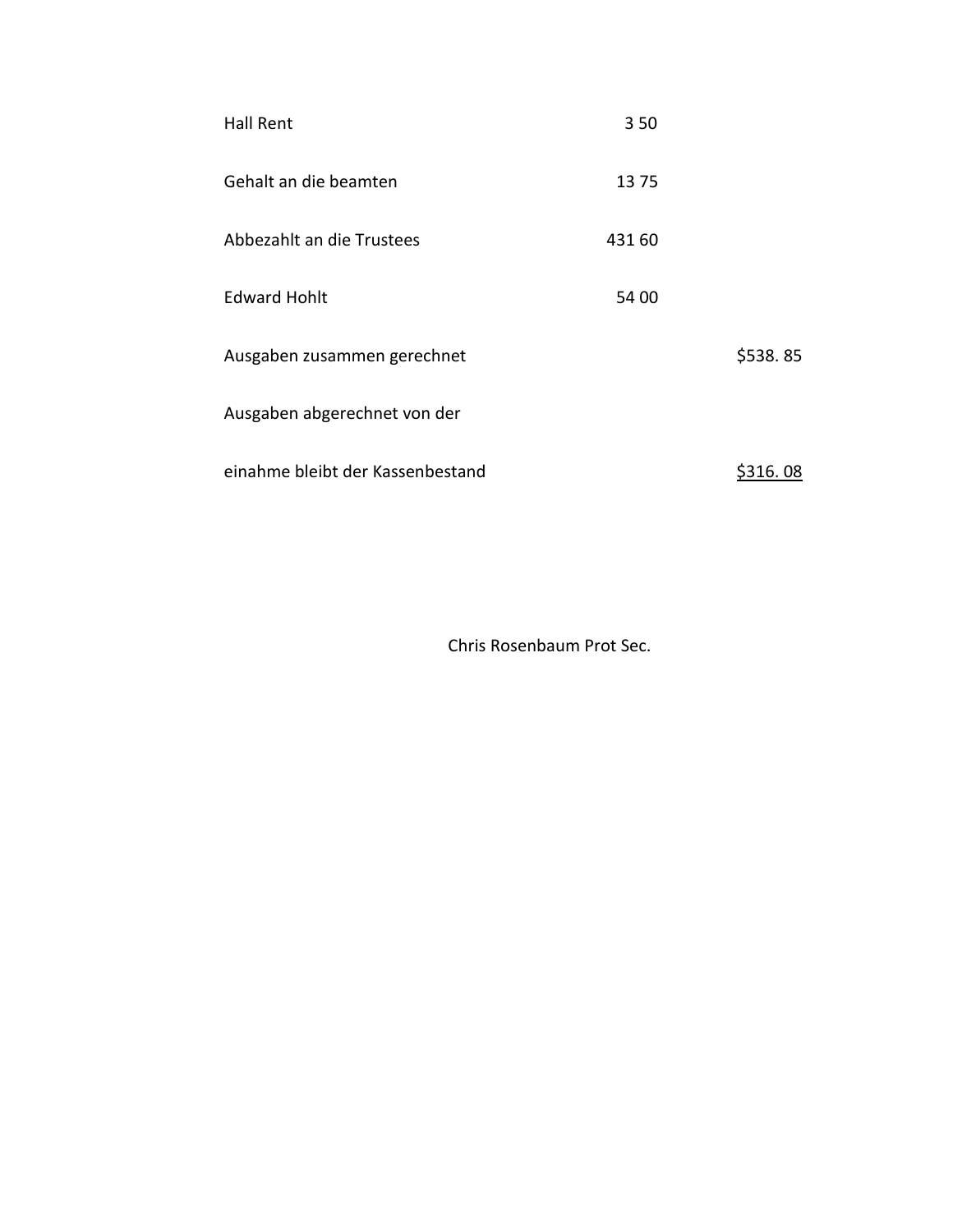| | | |
|---|---|---|
| Hall Rent | 3 50 | |
| Gehalt an die beamten | 13 75 | |
| Abbezahlt an die Trustees | 431 60 | |
| Edward Hohlt | 54 00 | |
| Ausgaben zusammen gerechnet | | $538. 85 |
| Ausgaben abgerechnet von der | | |
| einahme bleibt der Kassenbestand | | <u>$316. 08</u> |

Chris Rosenbaum Prot Sec.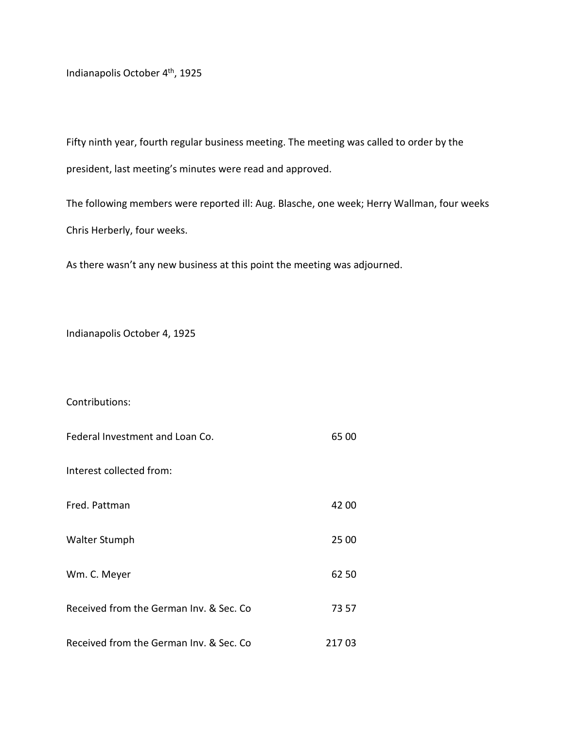Indianapolis October 4th, 1925

Fifty ninth year, fourth regular business meeting. The meeting was called to order by the president, last meeting's minutes were read and approved.

The following members were reported ill: Aug. Blasche, one week; Herry Wallman, four weeks Chris Herberly, four weeks.

As there wasn't any new business at this point the meeting was adjourned.

Indianapolis October 4, 1925

Contributions:

| | |
|---|---|
| Federal Investment and Loan Co. | 65 00 |
| Interest collected from: | |
| Fred. Pattman | 42 00 |
| Walter Stumph | 25 00 |
| Wm. C. Meyer | 62 50 |
| Received from the German Inv. & Sec. Co | 73 57 |
| Received from the German Inv. & Sec. Co | 217 03 |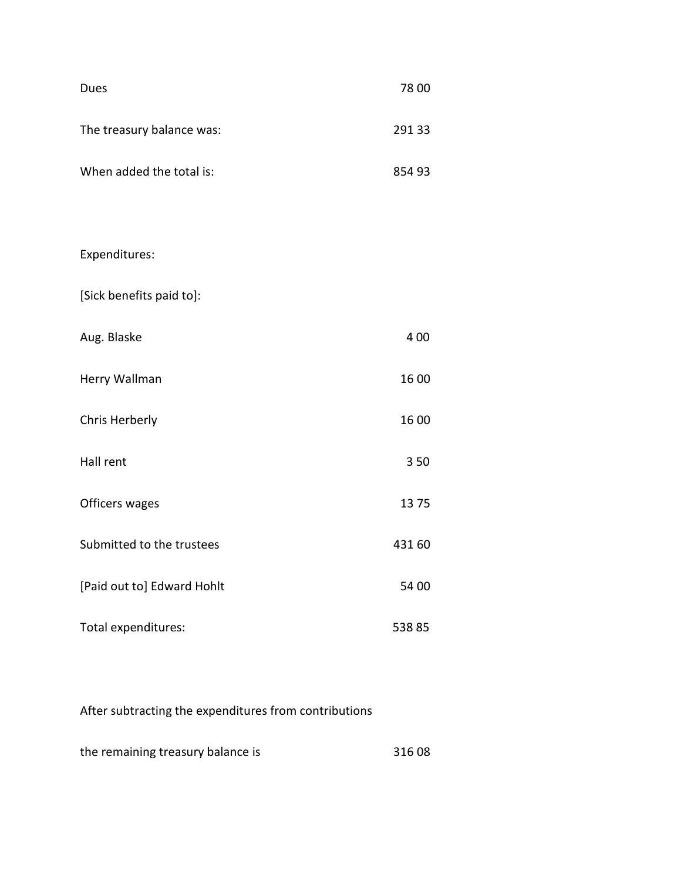| | |
|---|---|
| Dues | 78 00 |
| The treasury balance was: | 291 33 |
| When added the total is: | 854 93 |

Expenditures:

[Sick benefits paid to]:

| | |
|---|---|
| Aug. Blaske | 4 00 |
| Herry Wallman | 16 00 |
| Chris Herberly | 16 00 |
| Hall rent | 3 50 |
| Officers wages | 13 75 |
| Submitted to the trustees | 431 60 |
| [Paid out to] Edward Hohlt | 54 00 |
| Total expenditures: | 538 85 |

After subtracting the expenditures from contributions

the remaining treasury balance is 316 08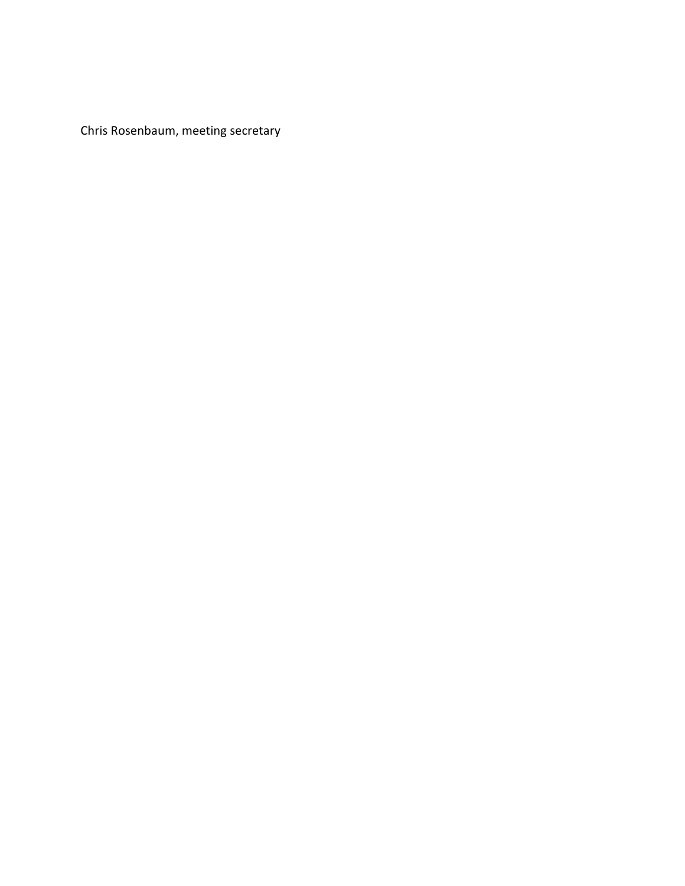Chris Rosenbaum, meeting secretary